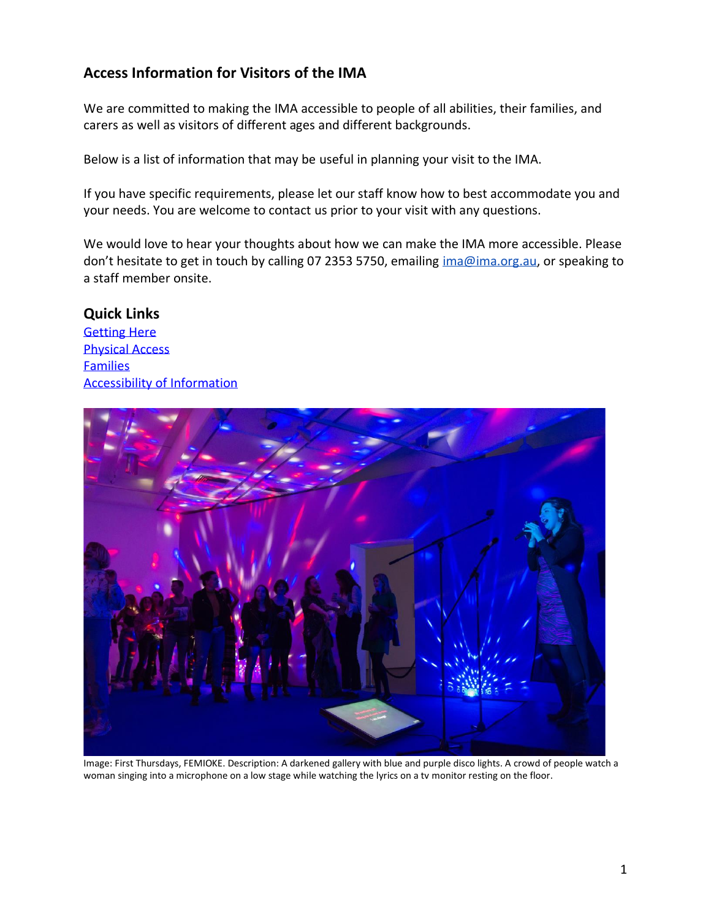## Access Information for Visitors of the IMA

We are committed to making the IMA accessible to people of all abilities, their families, and carers as well as visitors of different ages and different backgrounds.

Below is a list of information that may be useful in planning your visit to the IMA.

If you have specific requirements, please let our staff know how to best accommodate you and your needs. You are welcome to contact us prior to your visit with any questions.

We would love to hear your thoughts about how we can make the IMA more accessible. Please don't hesitate to get in touch by calling 07 2353 5750, emailing ima@ima.org.au, or speaking to a staff member onsite.

### Quick Links

Getting Here
Physical Access
Families
Accessibility of Information

Image: First Thursdays, FEMIOKE. Description: A darkened gallery with blue and purple disco lights. A crowd of people watch a woman singing into a microphone on a low stage while watching the lyrics on a tv monitor resting on the floor.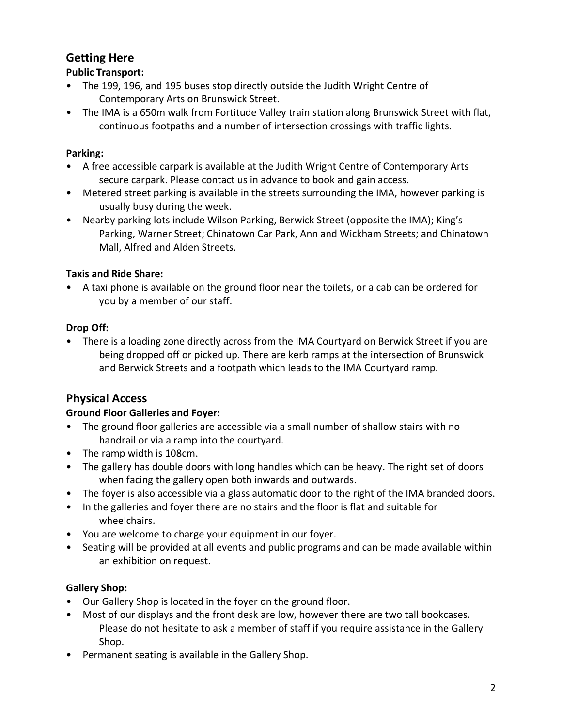## Getting Here

**Public Transport:**

- The 199, 196, and 195 buses stop directly outside the Judith Wright Centre of Contemporary Arts on Brunswick Street.
- The IMA is a 650m walk from Fortitude Valley train station along Brunswick Street with flat, continuous footpaths and a number of intersection crossings with traffic lights.

**Parking:**

- A free accessible carpark is available at the Judith Wright Centre of Contemporary Arts secure carpark. Please contact us in advance to book and gain access.
- Metered street parking is available in the streets surrounding the IMA, however parking is usually busy during the week.
- Nearby parking lots include Wilson Parking, Berwick Street (opposite the IMA); King's Parking, Warner Street; Chinatown Car Park, Ann and Wickham Streets; and Chinatown Mall, Alfred and Alden Streets.

**Taxis and Ride Share:**

- A taxi phone is available on the ground floor near the toilets, or a cab can be ordered for you by a member of our staff.

**Drop Off:**

- There is a loading zone directly across from the IMA Courtyard on Berwick Street if you are being dropped off or picked up. There are kerb ramps at the intersection of Brunswick and Berwick Streets and a footpath which leads to the IMA Courtyard ramp.

## Physical Access

**Ground Floor Galleries and Foyer:**

- The ground floor galleries are accessible via a small number of shallow stairs with no handrail or via a ramp into the courtyard.
- The ramp width is 108cm.
- The gallery has double doors with long handles which can be heavy. The right set of doors when facing the gallery open both inwards and outwards.
- The foyer is also accessible via a glass automatic door to the right of the IMA branded doors.
- In the galleries and foyer there are no stairs and the floor is flat and suitable for wheelchairs.
- You are welcome to charge your equipment in our foyer.
- Seating will be provided at all events and public programs and can be made available within an exhibition on request.

**Gallery Shop:**

- Our Gallery Shop is located in the foyer on the ground floor.
- Most of our displays and the front desk are low, however there are two tall bookcases. Please do not hesitate to ask a member of staff if you require assistance in the Gallery Shop.
- Permanent seating is available in the Gallery Shop.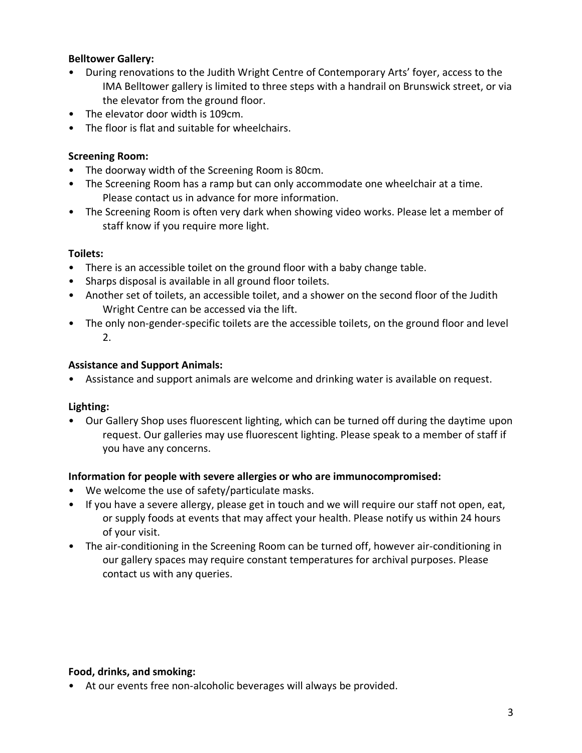**Belltower Gallery:**

- During renovations to the Judith Wright Centre of Contemporary Arts' foyer, access to the IMA Belltower gallery is limited to three steps with a handrail on Brunswick street, or via the elevator from the ground floor.
- The elevator door width is 109cm.
- The floor is flat and suitable for wheelchairs.

**Screening Room:**

- The doorway width of the Screening Room is 80cm.
- The Screening Room has a ramp but can only accommodate one wheelchair at a time. Please contact us in advance for more information.
- The Screening Room is often very dark when showing video works. Please let a member of staff know if you require more light.

**Toilets:**

- There is an accessible toilet on the ground floor with a baby change table.
- Sharps disposal is available in all ground floor toilets.
- Another set of toilets, an accessible toilet, and a shower on the second floor of the Judith Wright Centre can be accessed via the lift.
- The only non-gender-specific toilets are the accessible toilets, on the ground floor and level 2.

**Assistance and Support Animals:**

- Assistance and support animals are welcome and drinking water is available on request.

**Lighting:**

- Our Gallery Shop uses fluorescent lighting, which can be turned off during the daytime upon request. Our galleries may use fluorescent lighting. Please speak to a member of staff if you have any concerns.

**Information for people with severe allergies or who are immunocompromised:**

- We welcome the use of safety/particulate masks.
- If you have a severe allergy, please get in touch and we will require our staff not open, eat, or supply foods at events that may affect your health. Please notify us within 24 hours of your visit.
- The air-conditioning in the Screening Room can be turned off, however air-conditioning in our gallery spaces may require constant temperatures for archival purposes. Please contact us with any queries.

**Food, drinks, and smoking:**

- At our events free non-alcoholic beverages will always be provided.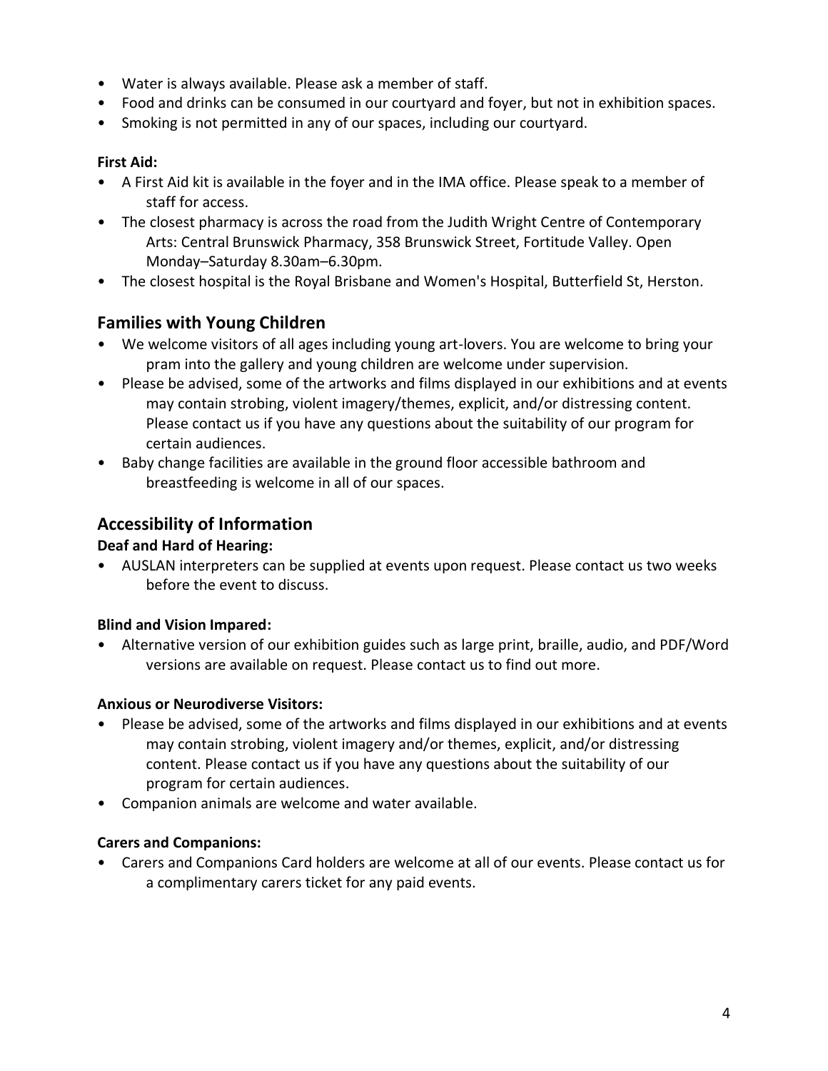- Water is always available. Please ask a member of staff.
- Food and drinks can be consumed in our courtyard and foyer, but not in exhibition spaces.
- Smoking is not permitted in any of our spaces, including our courtyard.

**First Aid:**

- A First Aid kit is available in the foyer and in the IMA office. Please speak to a member of staff for access.
- The closest pharmacy is across the road from the Judith Wright Centre of Contemporary Arts: Central Brunswick Pharmacy, 358 Brunswick Street, Fortitude Valley. Open Monday–Saturday 8.30am–6.30pm.
- The closest hospital is the Royal Brisbane and Women's Hospital, Butterfield St, Herston.

## Families with Young Children

- We welcome visitors of all ages including young art-lovers. You are welcome to bring your pram into the gallery and young children are welcome under supervision.
- Please be advised, some of the artworks and films displayed in our exhibitions and at events may contain strobing, violent imagery/themes, explicit, and/or distressing content. Please contact us if you have any questions about the suitability of our program for certain audiences.
- Baby change facilities are available in the ground floor accessible bathroom and breastfeeding is welcome in all of our spaces.

## Accessibility of Information

**Deaf and Hard of Hearing:**

- AUSLAN interpreters can be supplied at events upon request. Please contact us two weeks before the event to discuss.

**Blind and Vision Impared:**

- Alternative version of our exhibition guides such as large print, braille, audio, and PDF/Word versions are available on request. Please contact us to find out more.

**Anxious or Neurodiverse Visitors:**

- Please be advised, some of the artworks and films displayed in our exhibitions and at events may contain strobing, violent imagery and/or themes, explicit, and/or distressing content. Please contact us if you have any questions about the suitability of our program for certain audiences.
- Companion animals are welcome and water available.

**Carers and Companions:**

- Carers and Companions Card holders are welcome at all of our events. Please contact us for a complimentary carers ticket for any paid events.